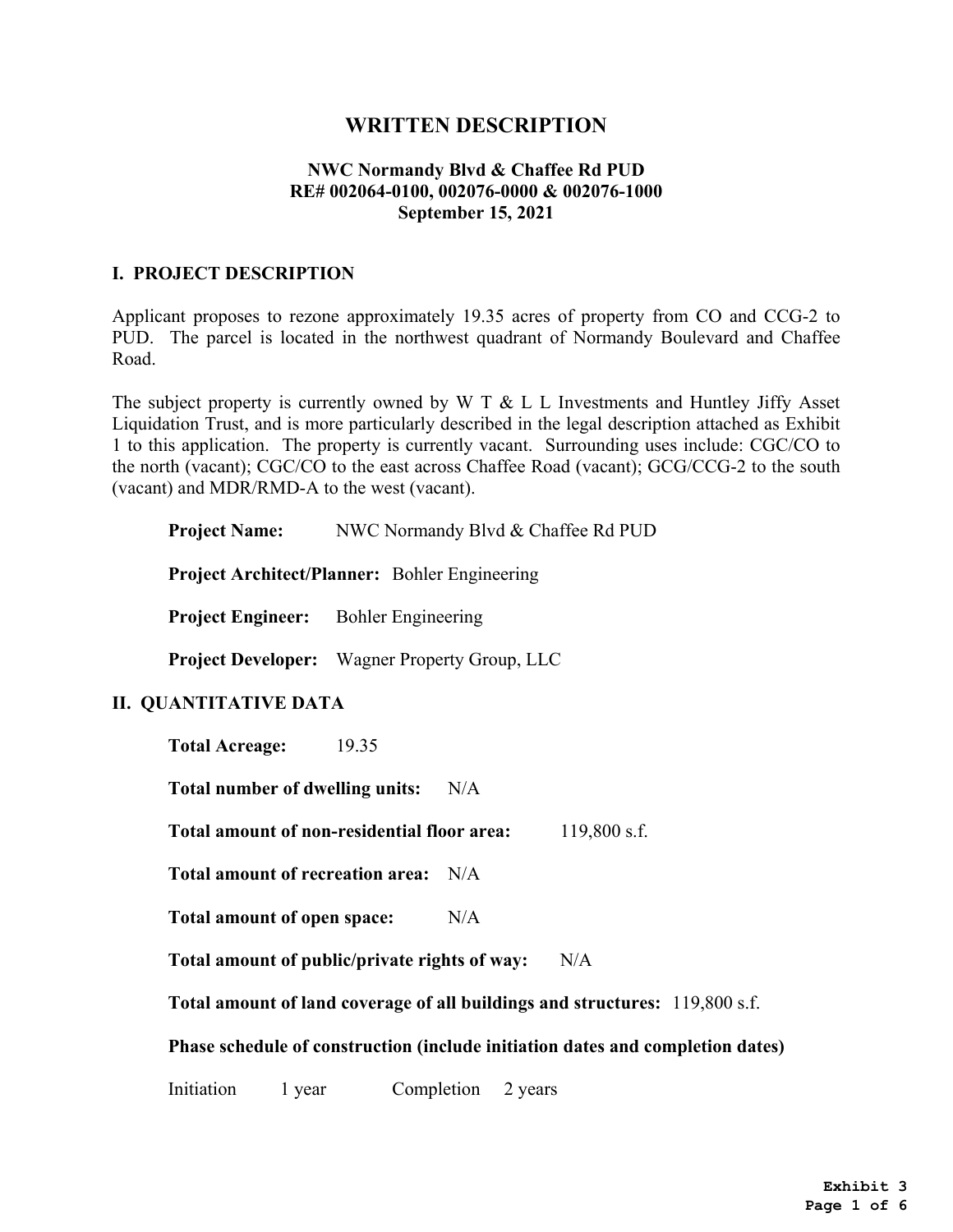# WRITTEN DESCRIPTION

**NWC Normandy Blvd & Chaffee Rd PUD**
**RE# 002064-0100, 002076-0000 & 002076-1000**
**September 15, 2021**

## I. PROJECT DESCRIPTION

Applicant proposes to rezone approximately 19.35 acres of property from CO and CCG-2 to PUD. The parcel is located in the northwest quadrant of Normandy Boulevard and Chaffee Road.

The subject property is currently owned by W T & L L Investments and Huntley Jiffy Asset Liquidation Trust, and is more particularly described in the legal description attached as Exhibit 1 to this application. The property is currently vacant. Surrounding uses include: CGC/CO to the north (vacant); CGC/CO to the east across Chaffee Road (vacant); GCG/CCG-2 to the south (vacant) and MDR/RMD-A to the west (vacant).

**Project Name:** NWC Normandy Blvd & Chaffee Rd PUD

**Project Architect/Planner:** Bohler Engineering

**Project Engineer:** Bohler Engineering

**Project Developer:** Wagner Property Group, LLC

## II. QUANTITATIVE DATA

**Total Acreage:** 19.35

**Total number of dwelling units:** N/A

**Total amount of non-residential floor area:** 119,800 s.f.

**Total amount of recreation area:** N/A

**Total amount of open space:** N/A

**Total amount of public/private rights of way:** N/A

**Total amount of land coverage of all buildings and structures:** 119,800 s.f.

**Phase schedule of construction (include initiation dates and completion dates)**

Initiation 1 year Completion 2 years

**Exhibit 3**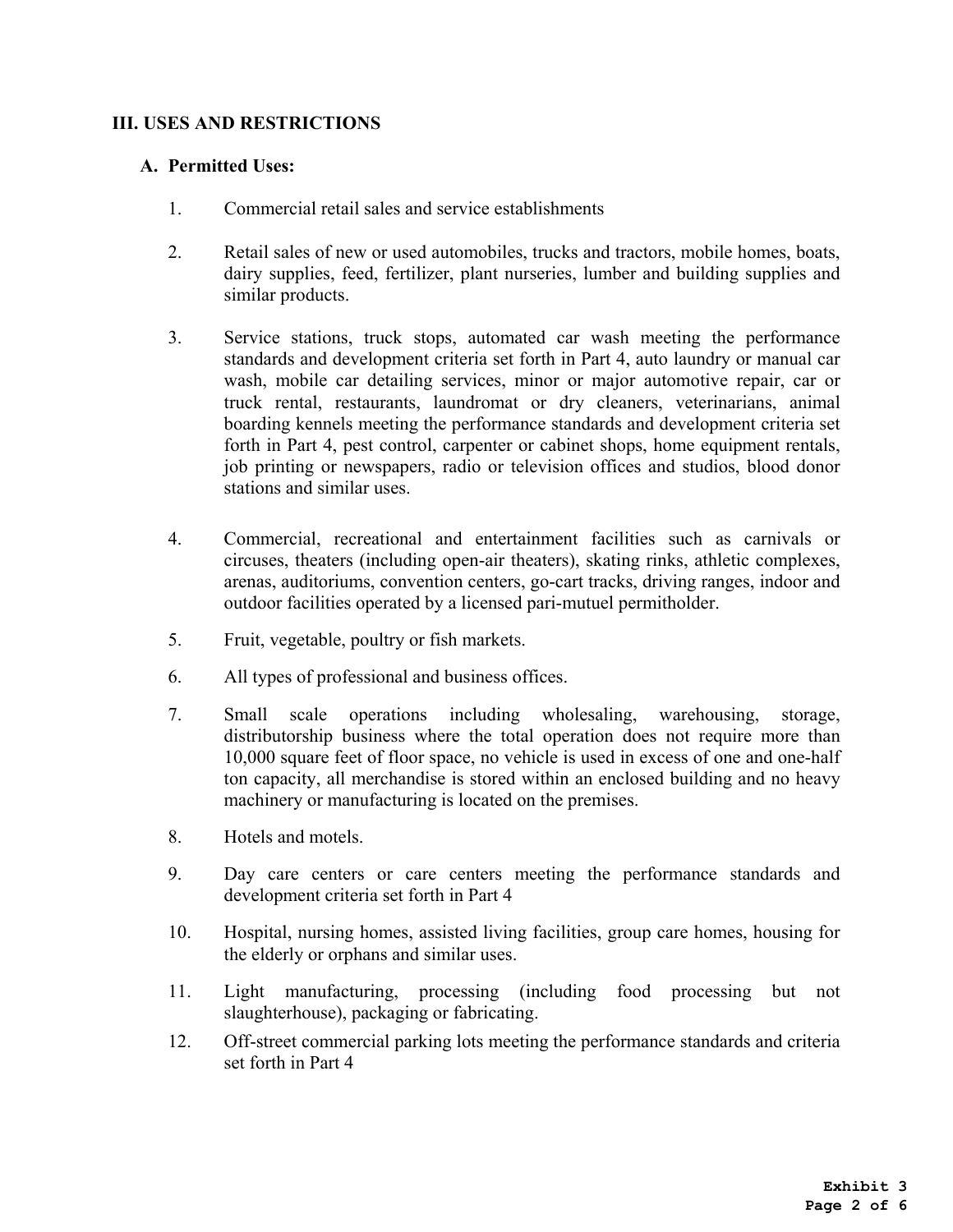## III. USES AND RESTRICTIONS

### A. Permitted Uses:

1. Commercial retail sales and service establishments

2. Retail sales of new or used automobiles, trucks and tractors, mobile homes, boats, dairy supplies, feed, fertilizer, plant nurseries, lumber and building supplies and similar products.

3. Service stations, truck stops, automated car wash meeting the performance standards and development criteria set forth in Part 4, auto laundry or manual car wash, mobile car detailing services, minor or major automotive repair, car or truck rental, restaurants, laundromat or dry cleaners, veterinarians, animal boarding kennels meeting the performance standards and development criteria set forth in Part 4, pest control, carpenter or cabinet shops, home equipment rentals, job printing or newspapers, radio or television offices and studios, blood donor stations and similar uses.

4. Commercial, recreational and entertainment facilities such as carnivals or circuses, theaters (including open-air theaters), skating rinks, athletic complexes, arenas, auditoriums, convention centers, go-cart tracks, driving ranges, indoor and outdoor facilities operated by a licensed pari-mutuel permitholder.

5. Fruit, vegetable, poultry or fish markets.

6. All types of professional and business offices.

7. Small scale operations including wholesaling, warehousing, storage, distributorship business where the total operation does not require more than 10,000 square feet of floor space, no vehicle is used in excess of one and one-half ton capacity, all merchandise is stored within an enclosed building and no heavy machinery or manufacturing is located on the premises.

8. Hotels and motels.

9. Day care centers or care centers meeting the performance standards and development criteria set forth in Part 4

10. Hospital, nursing homes, assisted living facilities, group care homes, housing for the elderly or orphans and similar uses.

11. Light manufacturing, processing (including food processing but not slaughterhouse), packaging or fabricating.

12. Off-street commercial parking lots meeting the performance standards and criteria set forth in Part 4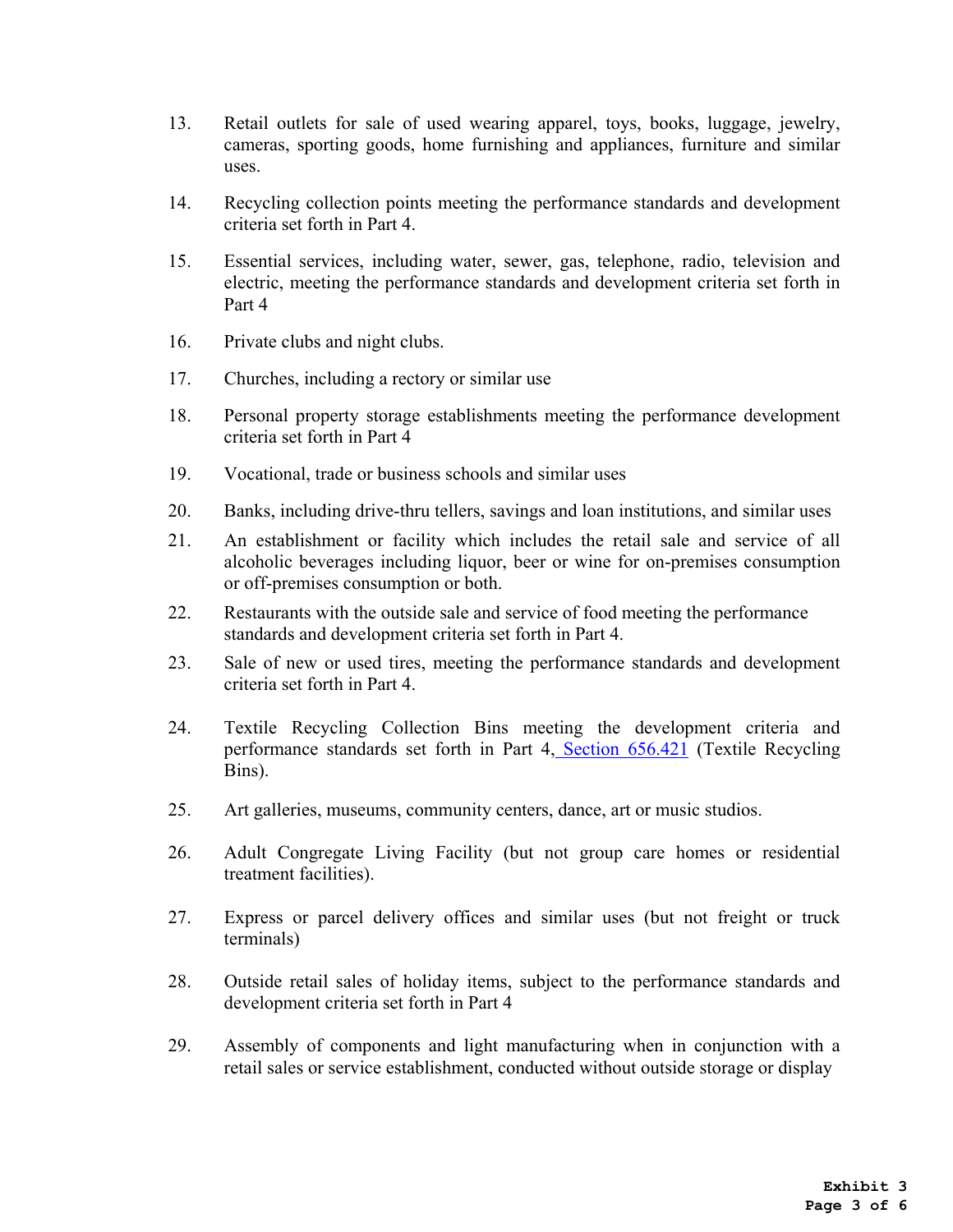13. Retail outlets for sale of used wearing apparel, toys, books, luggage, jewelry, cameras, sporting goods, home furnishing and appliances, furniture and similar uses.

14. Recycling collection points meeting the performance standards and development criteria set forth in Part 4.

15. Essential services, including water, sewer, gas, telephone, radio, television and electric, meeting the performance standards and development criteria set forth in Part 4

16. Private clubs and night clubs.

17. Churches, including a rectory or similar use

18. Personal property storage establishments meeting the performance development criteria set forth in Part 4

19. Vocational, trade or business schools and similar uses

20. Banks, including drive-thru tellers, savings and loan institutions, and similar uses

21. An establishment or facility which includes the retail sale and service of all alcoholic beverages including liquor, beer or wine for on-premises consumption or off-premises consumption or both.

22. Restaurants with the outside sale and service of food meeting the performance standards and development criteria set forth in Part 4.

23. Sale of new or used tires, meeting the performance standards and development criteria set forth in Part 4.

24. Textile Recycling Collection Bins meeting the development criteria and performance standards set forth in Part 4, Section 656.421 (Textile Recycling Bins).

25. Art galleries, museums, community centers, dance, art or music studios.

26. Adult Congregate Living Facility (but not group care homes or residential treatment facilities).

27. Express or parcel delivery offices and similar uses (but not freight or truck terminals)

28. Outside retail sales of holiday items, subject to the performance standards and development criteria set forth in Part 4

29. Assembly of components and light manufacturing when in conjunction with a retail sales or service establishment, conducted without outside storage or display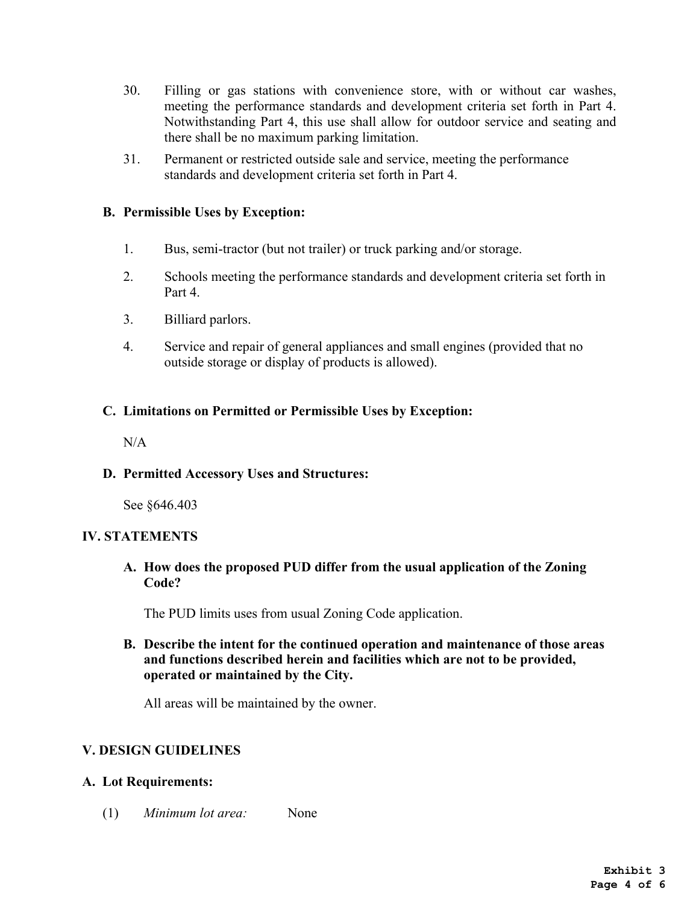30. Filling or gas stations with convenience store, with or without car washes, meeting the performance standards and development criteria set forth in Part 4. Notwithstanding Part 4, this use shall allow for outdoor service and seating and there shall be no maximum parking limitation.

31. Permanent or restricted outside sale and service, meeting the performance standards and development criteria set forth in Part 4.

### B. Permissible Uses by Exception:

1. Bus, semi-tractor (but not trailer) or truck parking and/or storage.
2. Schools meeting the performance standards and development criteria set forth in Part 4.
3. Billiard parlors.
4. Service and repair of general appliances and small engines (provided that no outside storage or display of products is allowed).

### C. Limitations on Permitted or Permissible Uses by Exception:

N/A

### D. Permitted Accessory Uses and Structures:

See §646.403

## IV. STATEMENTS

### A. How does the proposed PUD differ from the usual application of the Zoning Code?

The PUD limits uses from usual Zoning Code application.

### B. Describe the intent for the continued operation and maintenance of those areas and functions described herein and facilities which are not to be provided, operated or maintained by the City.

All areas will be maintained by the owner.

## V. DESIGN GUIDELINES

### A. Lot Requirements:

(1) *Minimum lot area:* None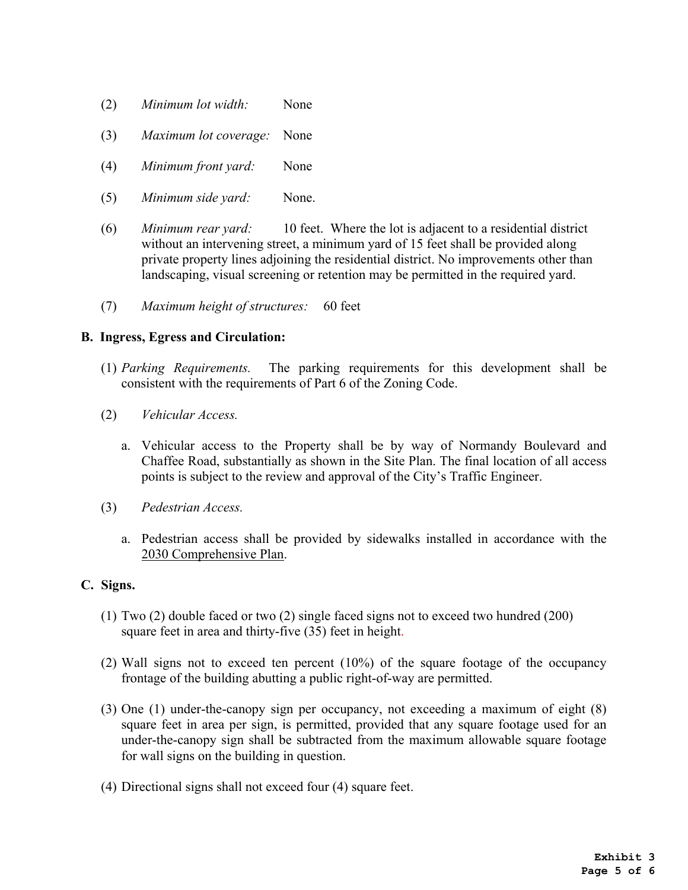(2) *Minimum lot width:* None

(3) *Maximum lot coverage:* None

(4) *Minimum front yard:* None

(5) *Minimum side yard:* None.

(6) *Minimum rear yard:* 10 feet. Where the lot is adjacent to a residential district without an intervening street, a minimum yard of 15 feet shall be provided along private property lines adjoining the residential district. No improvements other than landscaping, visual screening or retention may be permitted in the required yard.

(7) *Maximum height of structures:* 60 feet

**B. Ingress, Egress and Circulation:**

(1) *Parking Requirements.* The parking requirements for this development shall be consistent with the requirements of Part 6 of the Zoning Code.

(2) *Vehicular Access.*

a. Vehicular access to the Property shall be by way of Normandy Boulevard and Chaffee Road, substantially as shown in the Site Plan. The final location of all access points is subject to the review and approval of the City's Traffic Engineer.

(3) *Pedestrian Access.*

a. Pedestrian access shall be provided by sidewalks installed in accordance with the 2030 Comprehensive Plan.

**C. Signs.**

(1) Two (2) double faced or two (2) single faced signs not to exceed two hundred (200) square feet in area and thirty-five (35) feet in height.

(2) Wall signs not to exceed ten percent (10%) of the square footage of the occupancy frontage of the building abutting a public right-of-way are permitted.

(3) One (1) under-the-canopy sign per occupancy, not exceeding a maximum of eight (8) square feet in area per sign, is permitted, provided that any square footage used for an under-the-canopy sign shall be subtracted from the maximum allowable square footage for wall signs on the building in question.

(4) Directional signs shall not exceed four (4) square feet.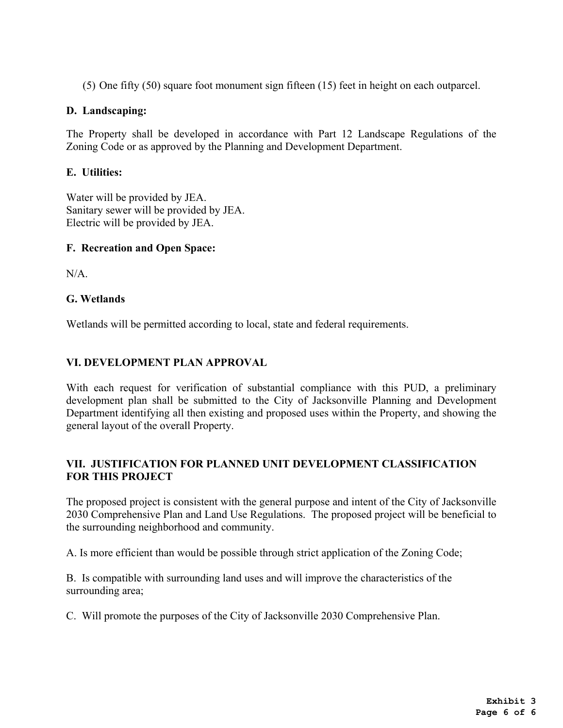(5) One fifty (50) square foot monument sign fifteen (15) feet in height on each outparcel.

**D. Landscaping:**

The Property shall be developed in accordance with Part 12 Landscape Regulations of the Zoning Code or as approved by the Planning and Development Department.

**E. Utilities:**

Water will be provided by JEA.
Sanitary sewer will be provided by JEA.
Electric will be provided by JEA.

**F. Recreation and Open Space:**

N/A.

**G. Wetlands**

Wetlands will be permitted according to local, state and federal requirements.

## VI. DEVELOPMENT PLAN APPROVAL

With each request for verification of substantial compliance with this PUD, a preliminary development plan shall be submitted to the City of Jacksonville Planning and Development Department identifying all then existing and proposed uses within the Property, and showing the general layout of the overall Property.

## VII. JUSTIFICATION FOR PLANNED UNIT DEVELOPMENT CLASSIFICATION FOR THIS PROJECT

The proposed project is consistent with the general purpose and intent of the City of Jacksonville 2030 Comprehensive Plan and Land Use Regulations. The proposed project will be beneficial to the surrounding neighborhood and community.

A. Is more efficient than would be possible through strict application of the Zoning Code;

B. Is compatible with surrounding land uses and will improve the characteristics of the surrounding area;

C. Will promote the purposes of the City of Jacksonville 2030 Comprehensive Plan.

**Exhibit 3**